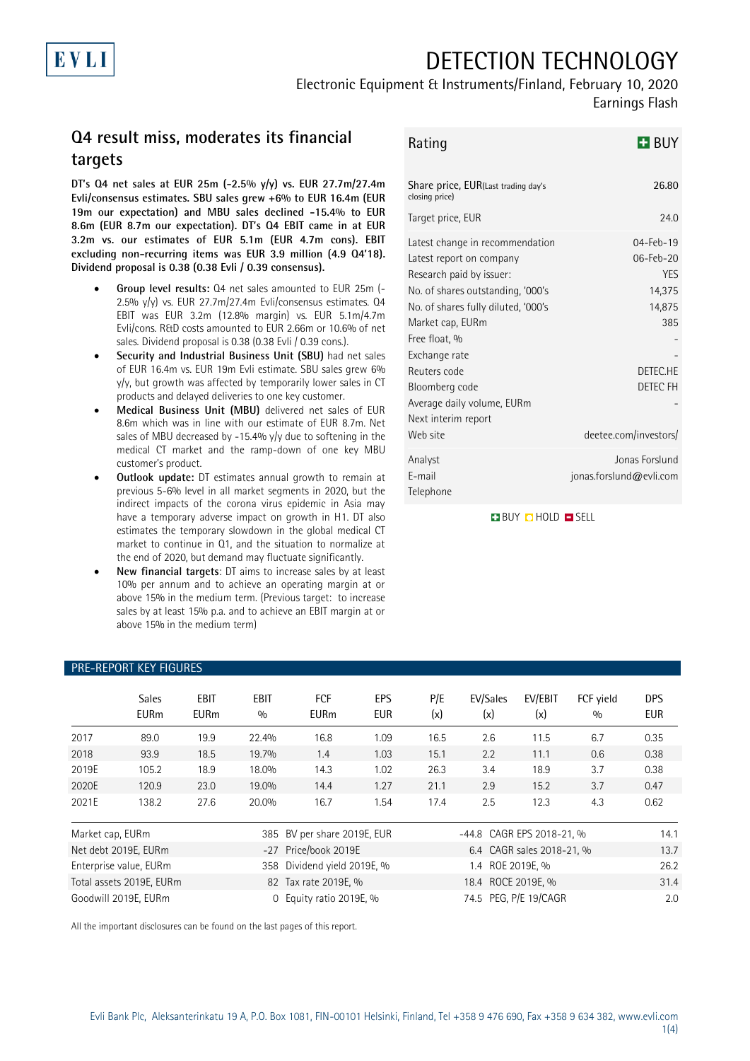EVLI

# DETECTION TECHNOLOGY

Electronic Equipment & Instruments/Finland, February 10, 2020

Earnings Flash

## Q4 result miss, moderates its financial targets

**DT's Q4 net sales at EUR 25m (-2.5% y/y) vs. EUR 27.7m/27.4m Evli/consensus estimates. SBU sales grew +6% to EUR 16.4m (EUR 19m our expectation) and MBU sales declined -15.4% to EUR 8.6m (EUR 8.7m our expectation). DT's Q4 EBIT came in at EUR 3.2m vs. our estimates of EUR 5.1m (EUR 4.7m cons). EBIT excluding non-recurring items was EUR 3.9 million (4.9 Q4'18). Dividend proposal is 0.38 (0.38 Evli / 0.39 consensus).**

- **Group level results:** Q4 net sales amounted to EUR 25m (-2.5% y/y) vs. EUR 27.7m/27.4m Evli/consensus estimates. Q4 EBIT was EUR 3.2m (12.8% margin) vs. EUR 5.1m/4.7m Evli/cons. R&D costs amounted to EUR 2.66m or 10.6% of net sales. Dividend proposal is 0.38 (0.38 Evli / 0.39 cons.).
- **Security and Industrial Business Unit (SBU)** had net sales of EUR 16.4m vs. EUR 19m Evli estimate. SBU sales grew 6% y/y, but growth was affected by temporarily lower sales in CT products and delayed deliveries to one key customer.
- **Medical Business Unit (MBU)** delivered net sales of EUR 8.6m which was in line with our estimate of EUR 8.7m. Net sales of MBU decreased by -15.4% y/y due to softening in the medical CT market and the ramp-down of one key MBU customer's product.
- **Outlook update:** DT estimates annual growth to remain at previous 5-6% level in all market segments in 2020, but the indirect impacts of the corona virus epidemic in Asia may have a temporary adverse impact on growth in H1. DT also estimates the temporary slowdown in the global medical CT market to continue in Q1, and the situation to normalize at the end of 2020, but demand may fluctuate significantly.
- **New financial targets**: DT aims to increase sales by at least 10% per annum and to achieve an operating margin at or above 15% in the medium term. (Previous target: to increase sales by at least 15% p.a. and to achieve an EBIT margin at or above 15% in the medium term)

| Rating | BUY |
|---|---|
| Share price, EUR (Last trading day's closing price) | 26.80 |
| Target price, EUR | 24.0 |
| Latest change in recommendation | 04-Feb-19 |
| Latest report on company | 06-Feb-20 |
| Research paid by issuer: | YES |
| No. of shares outstanding, '000's | 14,375 |
| No. of shares fully diluted, '000's | 14,875 |
| Market cap, EURm | 385 |
| Free float, % | - |
| Exchange rate | - |
| Reuters code | DETEC.HE |
| Bloomberg code | DETEC FH |
| Average daily volume, EURm | - |
| Next interim report | |
| Web site | deetee.com/investors/ |
| Analyst | Jonas Forslund |
| E-mail | jonas.forslund@evli.com |
| Telephone | |

BUY HOLD SELL

### PRE-REPORT KEY FIGURES

| | Sales EURm | EBIT EURm | EBIT % | FCF EURm | EPS EUR | P/E (x) | EV/Sales (x) | EV/EBIT (x) | FCF yield % | DPS EUR |
|---|---|---|---|---|---|---|---|---|---|---|
| 2017 | 89.0 | 19.9 | 22.4% | 16.8 | 1.09 | 16.5 | 2.6 | 11.5 | 6.7 | 0.35 |
| 2018 | 93.9 | 18.5 | 19.7% | 1.4 | 1.03 | 15.1 | 2.2 | 11.1 | 0.6 | 0.38 |
| 2019E | 105.2 | 18.9 | 18.0% | 14.3 | 1.02 | 26.3 | 3.4 | 18.9 | 3.7 | 0.38 |
| 2020E | 120.9 | 23.0 | 19.0% | 14.4 | 1.27 | 21.1 | 2.9 | 15.2 | 3.7 | 0.47 |
| 2021E | 138.2 | 27.6 | 20.0% | 16.7 | 1.54 | 17.4 | 2.5 | 12.3 | 4.3 | 0.62 |

| | | | | | |
|---|---|---|---|---|---|
| Market cap, EURm | 385 | BV per share 2019E, EUR | -44.8 | CAGR EPS 2018-21, % | 14.1 |
| Net debt 2019E, EURm | -27 | Price/book 2019E | 6.4 | CAGR sales 2018-21, % | 13.7 |
| Enterprise value, EURm | 358 | Dividend yield 2019E, % | 1.4 | ROE 2019E, % | 26.2 |
| Total assets 2019E, EURm | 82 | Tax rate 2019E, % | 18.4 | ROCE 2019E, % | 31.4 |
| Goodwill 2019E, EURm | 0 | Equity ratio 2019E, % | 74.5 | PEG, P/E 19/CAGR | 2.0 |

All the important disclosures can be found on the last pages of this report.

Evli Bank Plc, Aleksanterinkatu 19 A, P.O. Box 1081, FIN-00101 Helsinki, Finland, Tel +358 9 476 690, Fax +358 9 634 382, www.evli.com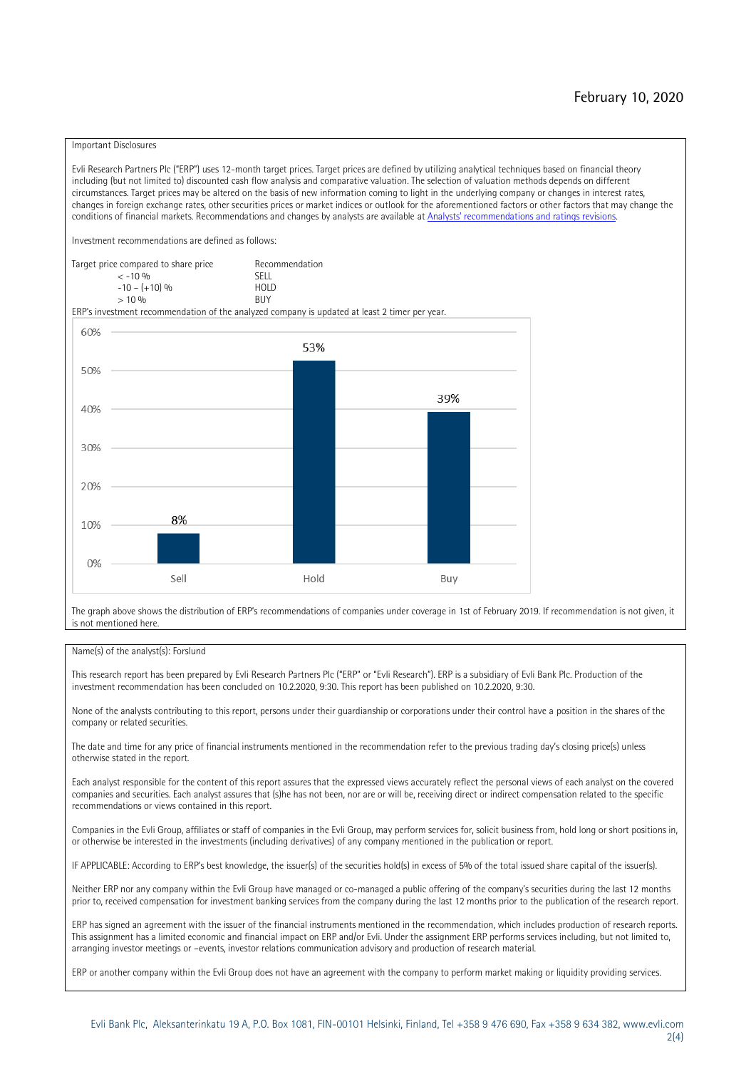February 10, 2020

Important Disclosures

Evli Research Partners Plc ("ERP") uses 12-month target prices. Target prices are defined by utilizing analytical techniques based on financial theory including (but not limited to) discounted cash flow analysis and comparative valuation. The selection of valuation methods depends on different circumstances. Target prices may be altered on the basis of new information coming to light in the underlying company or changes in interest rates, changes in foreign exchange rates, other securities prices or market indices or outlook for the aforementioned factors or other factors that may change the conditions of financial markets. Recommendations and changes by analysts are available at Analysts' recommendations and ratings revisions.

Investment recommendations are defined as follows:

| Target price compared to share price | Recommendation |
|---|---|
| < -10 % | SELL |
| -10 – (+10) % | HOLD |
| > 10 % | BUY |

ERP's investment recommendation of the analyzed company is updated at least 2 timer per year.

| | Sell | Hold | Buy |
|---|---|---|---|
| Share of recommendations | 8% | 53% | 39% |

The graph above shows the distribution of ERP's recommendations of companies under coverage in 1st of February 2019. If recommendation is not given, it is not mentioned here.

Name(s) of the analyst(s): Forslund

This research report has been prepared by Evli Research Partners Plc ("ERP" or "Evli Research"). ERP is a subsidiary of Evli Bank Plc. Production of the investment recommendation has been concluded on 10.2.2020, 9:30. This report has been published on 10.2.2020, 9:30.

None of the analysts contributing to this report, persons under their guardianship or corporations under their control have a position in the shares of the company or related securities.

The date and time for any price of financial instruments mentioned in the recommendation refer to the previous trading day's closing price(s) unless otherwise stated in the report.

Each analyst responsible for the content of this report assures that the expressed views accurately reflect the personal views of each analyst on the covered companies and securities. Each analyst assures that (s)he has not been, nor are or will be, receiving direct or indirect compensation related to the specific recommendations or views contained in this report.

Companies in the Evli Group, affiliates or staff of companies in the Evli Group, may perform services for, solicit business from, hold long or short positions in, or otherwise be interested in the investments (including derivatives) of any company mentioned in the publication or report.

IF APPLICABLE: According to ERP's best knowledge, the issuer(s) of the securities hold(s) in excess of 5% of the total issued share capital of the issuer(s).

Neither ERP nor any company within the Evli Group have managed or co-managed a public offering of the company's securities during the last 12 months prior to, received compensation for investment banking services from the company during the last 12 months prior to the publication of the research report.

ERP has signed an agreement with the issuer of the financial instruments mentioned in the recommendation, which includes production of research reports. This assignment has a limited economic and financial impact on ERP and/or Evli. Under the assignment ERP performs services including, but not limited to, arranging investor meetings or –events, investor relations communication advisory and production of research material.

ERP or another company within the Evli Group does not have an agreement with the company to perform market making or liquidity providing services.

Evli Bank Plc, Aleksanterinkatu 19 A, P.O. Box 1081, FIN-00101 Helsinki, Finland, Tel +358 9 476 690, Fax +358 9 634 382, www.evli.com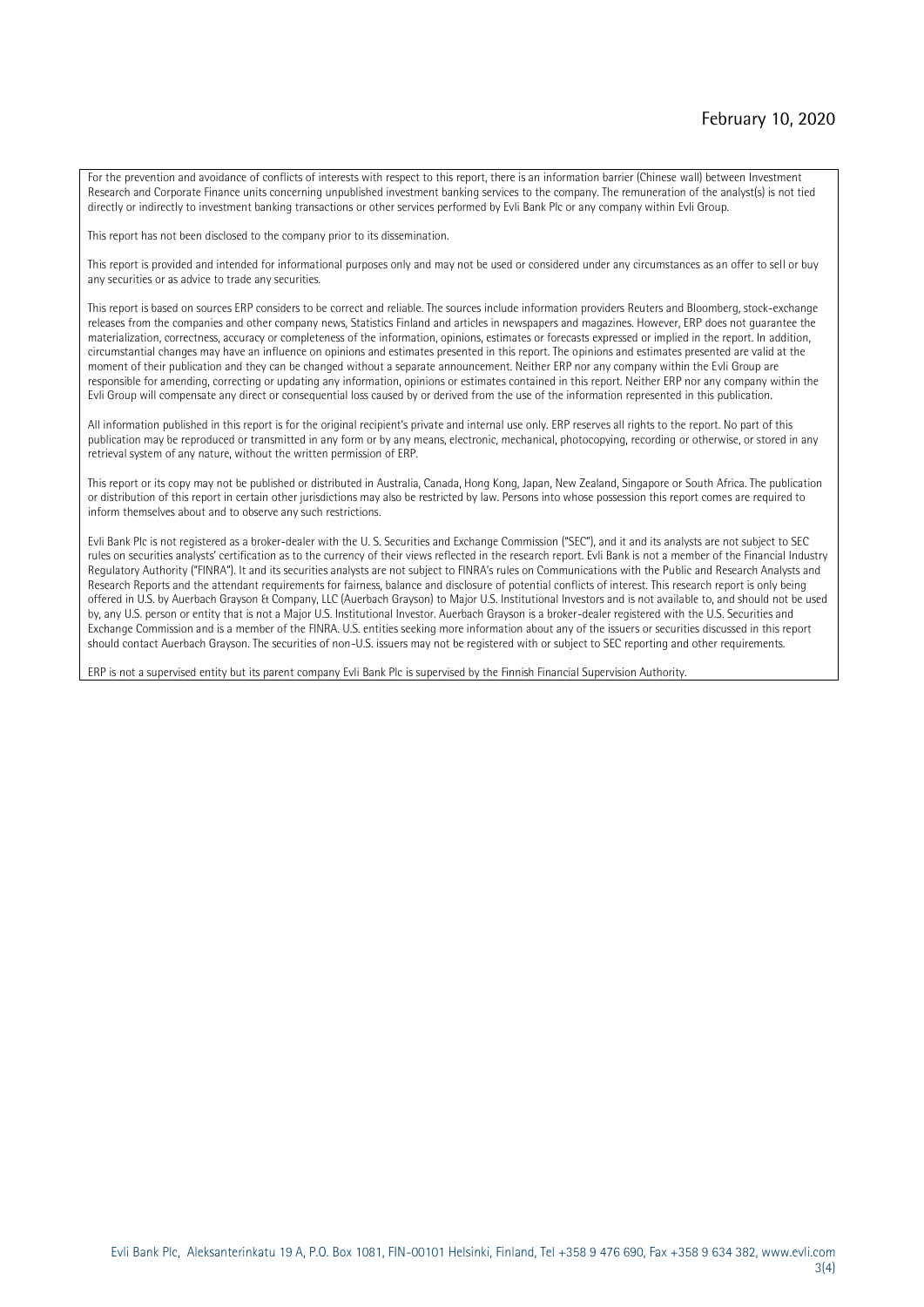For the prevention and avoidance of conflicts of interests with respect to this report, there is an information barrier (Chinese wall) between Investment Research and Corporate Finance units concerning unpublished investment banking services to the company. The remuneration of the analyst(s) is not tied directly or indirectly to investment banking transactions or other services performed by Evli Bank Plc or any company within Evli Group.

This report has not been disclosed to the company prior to its dissemination.

This report is provided and intended for informational purposes only and may not be used or considered under any circumstances as an offer to sell or buy any securities or as advice to trade any securities.

This report is based on sources ERP considers to be correct and reliable. The sources include information providers Reuters and Bloomberg, stock-exchange releases from the companies and other company news, Statistics Finland and articles in newspapers and magazines. However, ERP does not guarantee the materialization, correctness, accuracy or completeness of the information, opinions, estimates or forecasts expressed or implied in the report. In addition, circumstantial changes may have an influence on opinions and estimates presented in this report. The opinions and estimates presented are valid at the moment of their publication and they can be changed without a separate announcement. Neither ERP nor any company within the Evli Group are responsible for amending, correcting or updating any information, opinions or estimates contained in this report. Neither ERP nor any company within the Evli Group will compensate any direct or consequential loss caused by or derived from the use of the information represented in this publication.

All information published in this report is for the original recipient's private and internal use only. ERP reserves all rights to the report. No part of this publication may be reproduced or transmitted in any form or by any means, electronic, mechanical, photocopying, recording or otherwise, or stored in any retrieval system of any nature, without the written permission of ERP.

This report or its copy may not be published or distributed in Australia, Canada, Hong Kong, Japan, New Zealand, Singapore or South Africa. The publication or distribution of this report in certain other jurisdictions may also be restricted by law. Persons into whose possession this report comes are required to inform themselves about and to observe any such restrictions.

Evli Bank Plc is not registered as a broker-dealer with the U. S. Securities and Exchange Commission ("SEC"), and it and its analysts are not subject to SEC rules on securities analysts' certification as to the currency of their views reflected in the research report. Evli Bank is not a member of the Financial Industry Regulatory Authority ("FINRA"). It and its securities analysts are not subject to FINRA's rules on Communications with the Public and Research Analysts and Research Reports and the attendant requirements for fairness, balance and disclosure of potential conflicts of interest. This research report is only being offered in U.S. by Auerbach Grayson & Company, LLC (Auerbach Grayson) to Major U.S. Institutional Investors and is not available to, and should not be used by, any U.S. person or entity that is not a Major U.S. Institutional Investor. Auerbach Grayson is a broker-dealer registered with the U.S. Securities and Exchange Commission and is a member of the FINRA. U.S. entities seeking more information about any of the issuers or securities discussed in this report should contact Auerbach Grayson. The securities of non-U.S. issuers may not be registered with or subject to SEC reporting and other requirements.

ERP is not a supervised entity but its parent company Evli Bank Plc is supervised by the Finnish Financial Supervision Authority.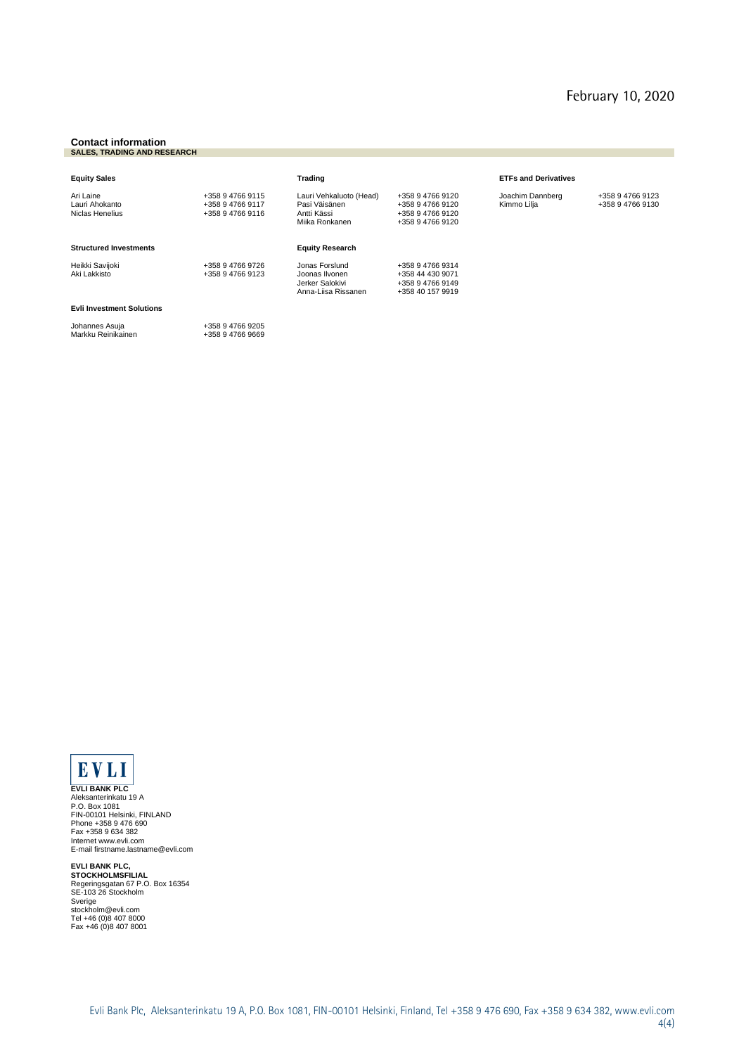February 10, 2020

## Contact information

### SALES, TRADING AND RESEARCH

**Equity Sales**

| | |
|---|---|
| Ari Laine | +358 9 4766 9115 |
| Lauri Ahokanto | +358 9 4766 9117 |
| Niclas Henelius | +358 9 4766 9116 |

**Trading**

| | |
|---|---|
| Lauri Vehkaluoto (Head) | +358 9 4766 9120 |
| Pasi Väisänen | +358 9 4766 9120 |
| Antti Kässi | +358 9 4766 9120 |
| Miika Ronkanen | +358 9 4766 9120 |

**ETFs and Derivatives**

| | |
|---|---|
| Joachim Dannberg | +358 9 4766 9123 |
| Kimmo Lilja | +358 9 4766 9130 |

**Structured Investments**

| | |
|---|---|
| Heikki Savijoki | +358 9 4766 9726 |
| Aki Lakkisto | +358 9 4766 9123 |

**Equity Research**

| | |
|---|---|
| Jonas Forslund | +358 9 4766 9314 |
| Joonas Ilvonen | +358 44 430 9071 |
| Jerker Salokivi | +358 9 4766 9149 |
| Anna-Liisa Rissanen | +358 40 157 9919 |

**Evli Investment Solutions**

| | |
|---|---|
| Johannes Asuja | +358 9 4766 9205 |
| Markku Reinikainen | +358 9 4766 9669 |

EVLI

**EVLI BANK PLC**
Aleksanterinkatu 19 A
P.O. Box 1081
FIN-00101 Helsinki, FINLAND
Phone +358 9 476 690
Fax +358 9 634 382
Internet www.evli.com
E-mail firstname.lastname@evli.com

**EVLI BANK PLC, STOCKHOLMSFILIAL**
Regeringsgatan 67 P.O. Box 16354
SE-103 26 Stockholm
Sverige
stockholm@evli.com
Tel +46 (0)8 407 8000
Fax +46 (0)8 407 8001

Evli Bank Plc, Aleksanterinkatu 19 A, P.O. Box 1081, FIN-00101 Helsinki, Finland, Tel +358 9 476 690, Fax +358 9 634 382, www.evli.com